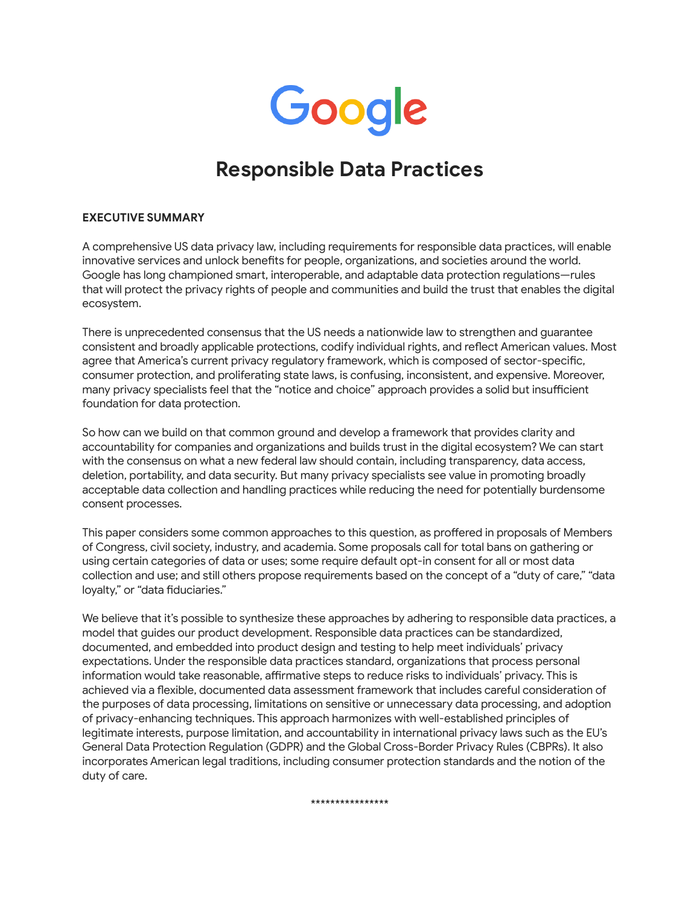Google

# Responsible Data Practices

**EXECUTIVE SUMMARY**

A comprehensive US data privacy law, including requirements for responsible data practices, will enable innovative services and unlock benefits for people, organizations, and societies around the world. Google has long championed smart, interoperable, and adaptable data protection regulations—rules that will protect the privacy rights of people and communities and build the trust that enables the digital ecosystem.

There is unprecedented consensus that the US needs a nationwide law to strengthen and guarantee consistent and broadly applicable protections, codify individual rights, and reflect American values. Most agree that America's current privacy regulatory framework, which is composed of sector-specific, consumer protection, and proliferating state laws, is confusing, inconsistent, and expensive. Moreover, many privacy specialists feel that the "notice and choice" approach provides a solid but insufficient foundation for data protection.

So how can we build on that common ground and develop a framework that provides clarity and accountability for companies and organizations and builds trust in the digital ecosystem? We can start with the consensus on what a new federal law should contain, including transparency, data access, deletion, portability, and data security. But many privacy specialists see value in promoting broadly acceptable data collection and handling practices while reducing the need for potentially burdensome consent processes.

This paper considers some common approaches to this question, as proffered in proposals of Members of Congress, civil society, industry, and academia. Some proposals call for total bans on gathering or using certain categories of data or uses; some require default opt-in consent for all or most data collection and use; and still others propose requirements based on the concept of a "duty of care," "data loyalty," or "data fiduciaries."

We believe that it's possible to synthesize these approaches by adhering to responsible data practices, a model that guides our product development. Responsible data practices can be standardized, documented, and embedded into product design and testing to help meet individuals' privacy expectations. Under the responsible data practices standard, organizations that process personal information would take reasonable, affirmative steps to reduce risks to individuals' privacy. This is achieved via a flexible, documented data assessment framework that includes careful consideration of the purposes of data processing, limitations on sensitive or unnecessary data processing, and adoption of privacy-enhancing techniques. This approach harmonizes with well-established principles of legitimate interests, purpose limitation, and accountability in international privacy laws such as the EU's General Data Protection Regulation (GDPR) and the Global Cross-Border Privacy Rules (CBPRs). It also incorporates American legal traditions, including consumer protection standards and the notice of the duty of care.

****************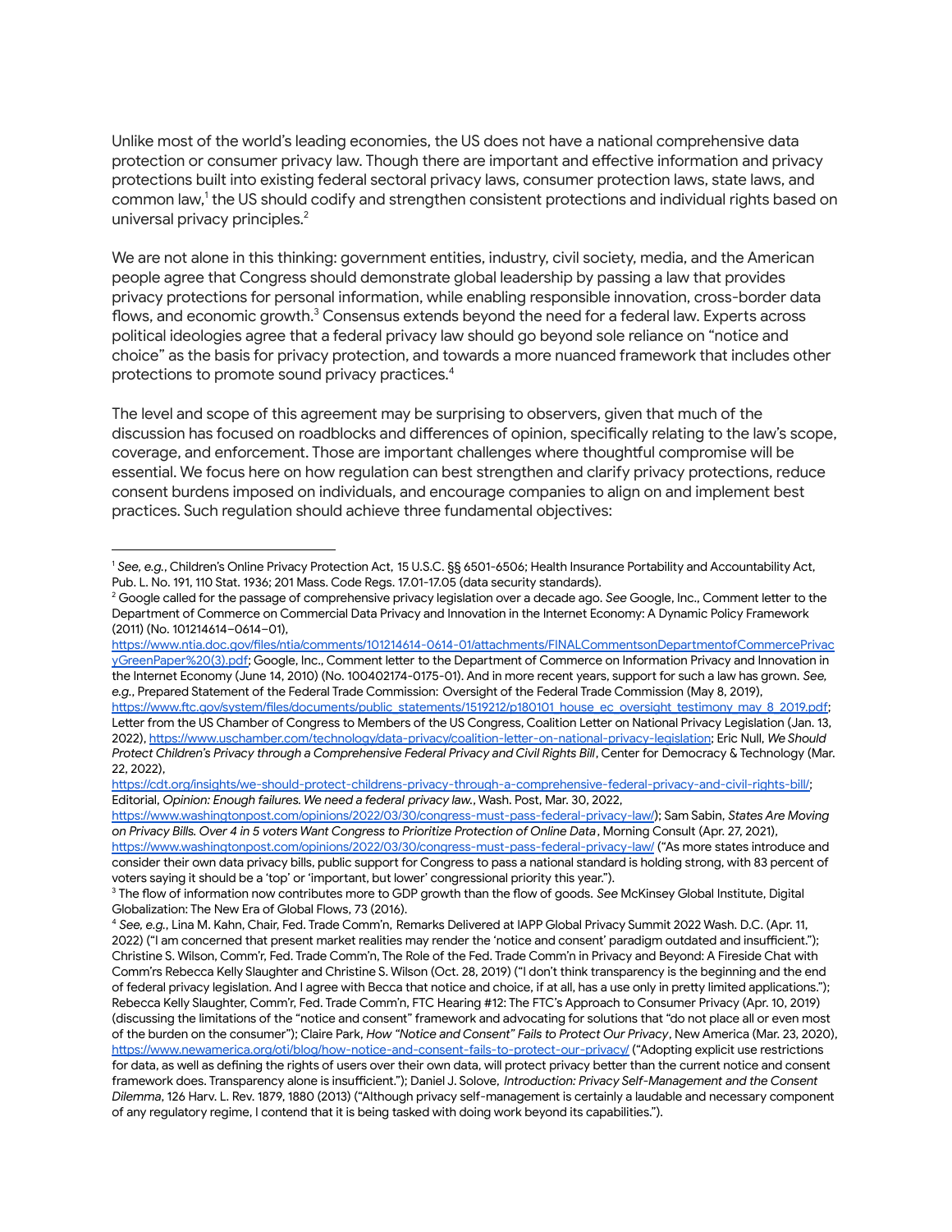Unlike most of the world's leading economies, the US does not have a national comprehensive data protection or consumer privacy law. Though there are important and effective information and privacy protections built into existing federal sectoral privacy laws, consumer protection laws, state laws, and common law,[1] the US should codify and strengthen consistent protections and individual rights based on universal privacy principles.[2]

We are not alone in this thinking: government entities, industry, civil society, media, and the American people agree that Congress should demonstrate global leadership by passing a law that provides privacy protections for personal information, while enabling responsible innovation, cross-border data flows, and economic growth.[3] Consensus extends beyond the need for a federal law. Experts across political ideologies agree that a federal privacy law should go beyond sole reliance on "notice and choice" as the basis for privacy protection, and towards a more nuanced framework that includes other protections to promote sound privacy practices.[4]

The level and scope of this agreement may be surprising to observers, given that much of the discussion has focused on roadblocks and differences of opinion, specifically relating to the law's scope, coverage, and enforcement. Those are important challenges where thoughtful compromise will be essential. We focus here on how regulation can best strengthen and clarify privacy protections, reduce consent burdens imposed on individuals, and encourage companies to align on and implement best practices. Such regulation should achieve three fundamental objectives:

---

[1] *See, e.g.*, Children's Online Privacy Protection Act, 15 U.S.C. §§ 6501-6506; Health Insurance Portability and Accountability Act, Pub. L. No. 191, 110 Stat. 1936; 201 Mass. Code Regs. 17.01-17.05 (data security standards).

[2] Google called for the passage of comprehensive privacy legislation over a decade ago. *See* Google, Inc., Comment letter to the Department of Commerce on Commercial Data Privacy and Innovation in the Internet Economy: A Dynamic Policy Framework (2011) (No. 101214614–0614–01), https://www.ntia.doc.gov/files/ntia/comments/101214614-0614-01/attachments/FINALCommentsonDepartmentofCommercePrivacyGreenPaper%20(3).pdf; Google, Inc., Comment letter to the Department of Commerce on Information Privacy and Innovation in the Internet Economy (June 14, 2010) (No. 100402174-0175-01). And in more recent years, support for such a law has grown. *See, e.g.*, Prepared Statement of the Federal Trade Commission: Oversight of the Federal Trade Commission (May 8, 2019), https://www.ftc.gov/system/files/documents/public_statements/1519212/p180101_house_ec_oversight_testimony_may_8_2019.pdf; Letter from the US Chamber of Congress to Members of the US Congress, Coalition Letter on National Privacy Legislation (Jan. 13, 2022), https://www.uschamber.com/technology/data-privacy/coalition-letter-on-national-privacy-legislation; Eric Null, *We Should Protect Children's Privacy through a Comprehensive Federal Privacy and Civil Rights Bill*, Center for Democracy & Technology (Mar. 22, 2022), https://cdt.org/insights/we-should-protect-childrens-privacy-through-a-comprehensive-federal-privacy-and-civil-rights-bill/; Editorial, *Opinion: Enough failures. We need a federal privacy law.*, Wash. Post, Mar. 30, 2022, https://www.washingtonpost.com/opinions/2022/03/30/congress-must-pass-federal-privacy-law/); Sam Sabin, *States Are Moving on Privacy Bills. Over 4 in 5 voters Want Congress to Prioritize Protection of Online Data*, Morning Consult (Apr. 27, 2021), https://www.washingtonpost.com/opinions/2022/03/30/congress-must-pass-federal-privacy-law/ ("As more states introduce and consider their own data privacy bills, public support for Congress to pass a national standard is holding strong, with 83 percent of voters saying it should be a 'top' or 'important, but lower' congressional priority this year.").

[3] The flow of information now contributes more to GDP growth than the flow of goods. *See* McKinsey Global Institute, Digital Globalization: The New Era of Global Flows, 73 (2016).

[4] *See, e.g.*, Lina M. Kahn, Chair, Fed. Trade Comm'n, Remarks Delivered at IAPP Global Privacy Summit 2022 Wash. D.C. (Apr. 11, 2022) ("I am concerned that present market realities may render the 'notice and consent' paradigm outdated and insufficient."); Christine S. Wilson, Comm'r, Fed. Trade Comm'n, The Role of the Fed. Trade Comm'n in Privacy and Beyond: A Fireside Chat with Comm'rs Rebecca Kelly Slaughter and Christine S. Wilson (Oct. 28, 2019) ("I don't think transparency is the beginning and the end of federal privacy legislation. And I agree with Becca that notice and choice, if at all, has a use only in pretty limited applications."); Rebecca Kelly Slaughter, Comm'r, Fed. Trade Comm'n, FTC Hearing #12: The FTC's Approach to Consumer Privacy (Apr. 10, 2019) (discussing the limitations of the "notice and consent" framework and advocating for solutions that "do not place all or even most of the burden on the consumer"); Claire Park, *How "Notice and Consent" Fails to Protect Our Privacy*, New America (Mar. 23, 2020), https://www.newamerica.org/oti/blog/how-notice-and-consent-fails-to-protect-our-privacy/ ("Adopting explicit use restrictions for data, as well as defining the rights of users over their own data, will protect privacy better than the current notice and consent framework does. Transparency alone is insufficient."); Daniel J. Solove, *Introduction: Privacy Self-Management and the Consent Dilemma*, 126 Harv. L. Rev. 1879, 1880 (2013) ("Although privacy self-management is certainly a laudable and necessary component of any regulatory regime, I contend that it is being tasked with doing work beyond its capabilities.").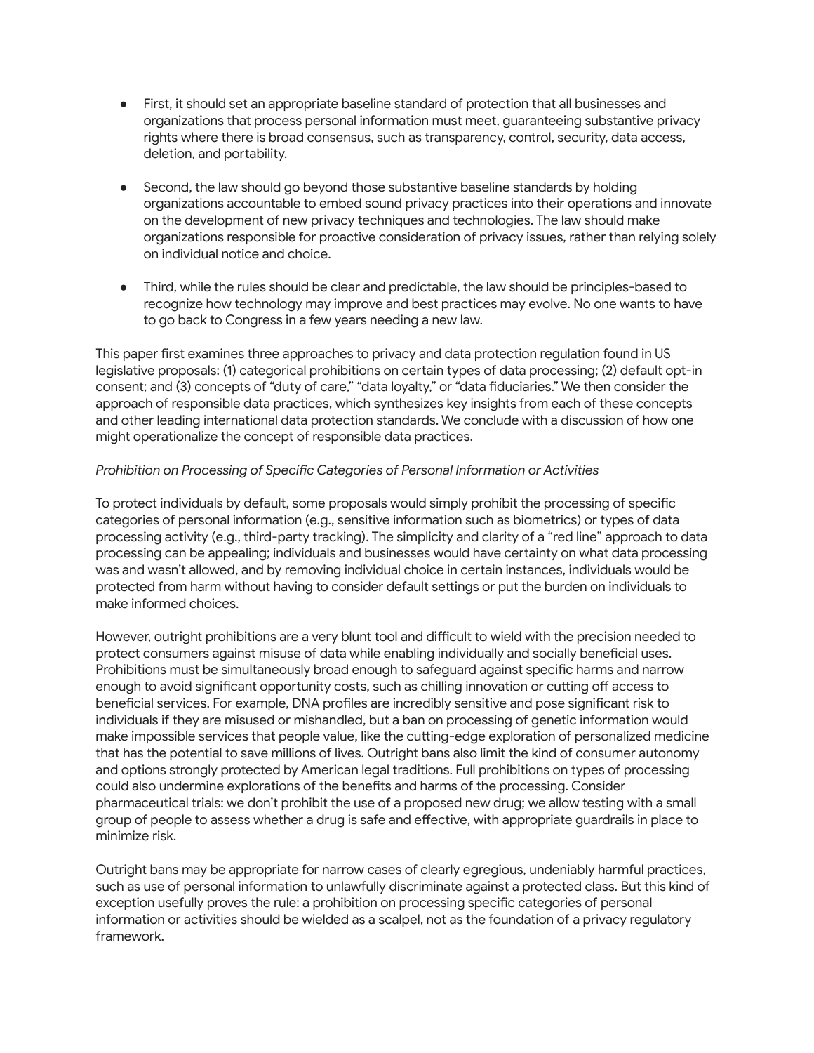- First, it should set an appropriate baseline standard of protection that all businesses and organizations that process personal information must meet, guaranteeing substantive privacy rights where there is broad consensus, such as transparency, control, security, data access, deletion, and portability.

- Second, the law should go beyond those substantive baseline standards by holding organizations accountable to embed sound privacy practices into their operations and innovate on the development of new privacy techniques and technologies. The law should make organizations responsible for proactive consideration of privacy issues, rather than relying solely on individual notice and choice.

- Third, while the rules should be clear and predictable, the law should be principles-based to recognize how technology may improve and best practices may evolve. No one wants to have to go back to Congress in a few years needing a new law.

This paper first examines three approaches to privacy and data protection regulation found in US legislative proposals: (1) categorical prohibitions on certain types of data processing; (2) default opt-in consent; and (3) concepts of "duty of care," "data loyalty," or "data fiduciaries." We then consider the approach of responsible data practices, which synthesizes key insights from each of these concepts and other leading international data protection standards. We conclude with a discussion of how one might operationalize the concept of responsible data practices.

*Prohibition on Processing of Specific Categories of Personal Information or Activities*

To protect individuals by default, some proposals would simply prohibit the processing of specific categories of personal information (e.g., sensitive information such as biometrics) or types of data processing activity (e.g., third-party tracking). The simplicity and clarity of a "red line" approach to data processing can be appealing; individuals and businesses would have certainty on what data processing was and wasn't allowed, and by removing individual choice in certain instances, individuals would be protected from harm without having to consider default settings or put the burden on individuals to make informed choices.

However, outright prohibitions are a very blunt tool and difficult to wield with the precision needed to protect consumers against misuse of data while enabling individually and socially beneficial uses. Prohibitions must be simultaneously broad enough to safeguard against specific harms and narrow enough to avoid significant opportunity costs, such as chilling innovation or cutting off access to beneficial services. For example, DNA profiles are incredibly sensitive and pose significant risk to individuals if they are misused or mishandled, but a ban on processing of genetic information would make impossible services that people value, like the cutting-edge exploration of personalized medicine that has the potential to save millions of lives. Outright bans also limit the kind of consumer autonomy and options strongly protected by American legal traditions. Full prohibitions on types of processing could also undermine explorations of the benefits and harms of the processing. Consider pharmaceutical trials: we don't prohibit the use of a proposed new drug; we allow testing with a small group of people to assess whether a drug is safe and effective, with appropriate guardrails in place to minimize risk.

Outright bans may be appropriate for narrow cases of clearly egregious, undeniably harmful practices, such as use of personal information to unlawfully discriminate against a protected class. But this kind of exception usefully proves the rule: a prohibition on processing specific categories of personal information or activities should be wielded as a scalpel, not as the foundation of a privacy regulatory framework.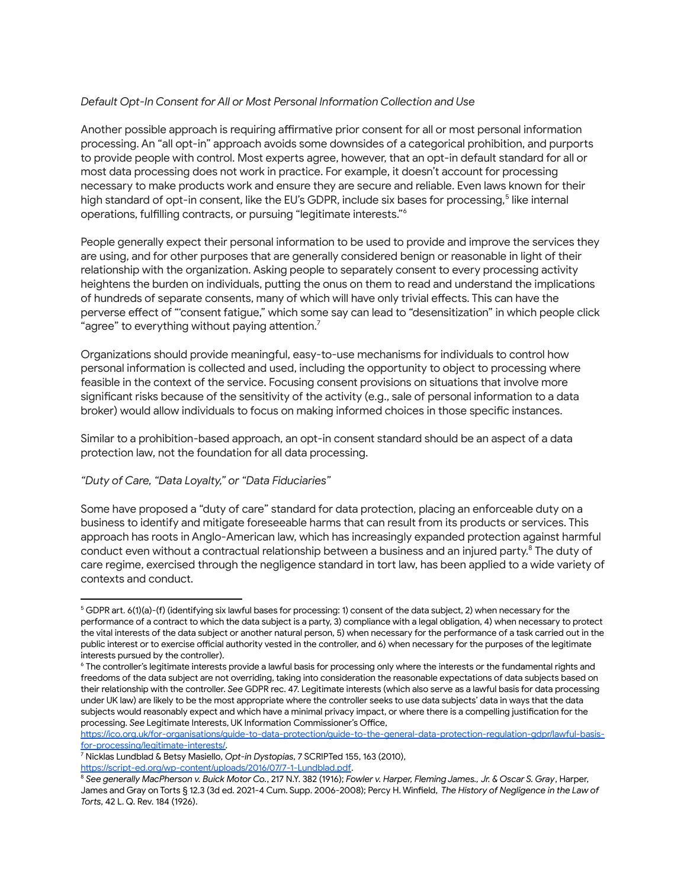*Default Opt-In Consent for All or Most Personal Information Collection and Use*

Another possible approach is requiring affirmative prior consent for all or most personal information processing. An "all opt-in" approach avoids some downsides of a categorical prohibition, and purports to provide people with control. Most experts agree, however, that an opt-in default standard for all or most data processing does not work in practice. For example, it doesn't account for processing necessary to make products work and ensure they are secure and reliable. Even laws known for their high standard of opt-in consent, like the EU's GDPR, include six bases for processing,[5] like internal operations, fulfilling contracts, or pursuing "legitimate interests."[6]

People generally expect their personal information to be used to provide and improve the services they are using, and for other purposes that are generally considered benign or reasonable in light of their relationship with the organization. Asking people to separately consent to every processing activity heightens the burden on individuals, putting the onus on them to read and understand the implications of hundreds of separate consents, many of which will have only trivial effects. This can have the perverse effect of "'consent fatigue," which some say can lead to "desensitization" in which people click "agree" to everything without paying attention.[7]

Organizations should provide meaningful, easy-to-use mechanisms for individuals to control how personal information is collected and used, including the opportunity to object to processing where feasible in the context of the service. Focusing consent provisions on situations that involve more significant risks because of the sensitivity of the activity (e.g., sale of personal information to a data broker) would allow individuals to focus on making informed choices in those specific instances.

Similar to a prohibition-based approach, an opt-in consent standard should be an aspect of a data protection law, not the foundation for all data processing.

*"Duty of Care, "Data Loyalty," or "Data Fiduciaries"*

Some have proposed a "duty of care" standard for data protection, placing an enforceable duty on a business to identify and mitigate foreseeable harms that can result from its products or services. This approach has roots in Anglo-American law, which has increasingly expanded protection against harmful conduct even without a contractual relationship between a business and an injured party.[8] The duty of care regime, exercised through the negligence standard in tort law, has been applied to a wide variety of contexts and conduct.

---

[5] GDPR art. 6(1)(a)-(f) (identifying six lawful bases for processing: 1) consent of the data subject, 2) when necessary for the performance of a contract to which the data subject is a party, 3) compliance with a legal obligation, 4) when necessary to protect the vital interests of the data subject or another natural person, 5) when necessary for the performance of a task carried out in the public interest or to exercise official authority vested in the controller, and 6) when necessary for the purposes of the legitimate interests pursued by the controller).

[6] The controller's legitimate interests provide a lawful basis for processing only where the interests or the fundamental rights and freedoms of the data subject are not overriding, taking into consideration the reasonable expectations of data subjects based on their relationship with the controller. *See* GDPR rec. 47. Legitimate interests (which also serve as a lawful basis for data processing under UK law) are likely to be the most appropriate where the controller seeks to use data subjects' data in ways that the data subjects would reasonably expect and which have a minimal privacy impact, or where there is a compelling justification for the processing. *See* Legitimate Interests, UK Information Commissioner's Office, https://ico.org.uk/for-organisations/guide-to-data-protection/guide-to-the-general-data-protection-regulation-gdpr/lawful-basis-for-processing/legitimate-interests/.

[7] Nicklas Lundblad & Betsy Masiello, *Opt-in Dystopias*, 7 SCRIPTed 155, 163 (2010), https://script-ed.org/wp-content/uploads/2016/07/7-1-Lundblad.pdf.

[8] *See generally MacPherson v. Buick Motor Co.*, 217 N.Y. 382 (1916); *Fowler v. Harper, Fleming James., Jr. & Oscar S. Gray*, Harper, James and Gray on Torts § 12.3 (3d ed. 2021-4 Cum. Supp. 2006-2008); Percy H. Winfield, *The History of Negligence in the Law of Torts*, 42 L. Q. Rev. 184 (1926).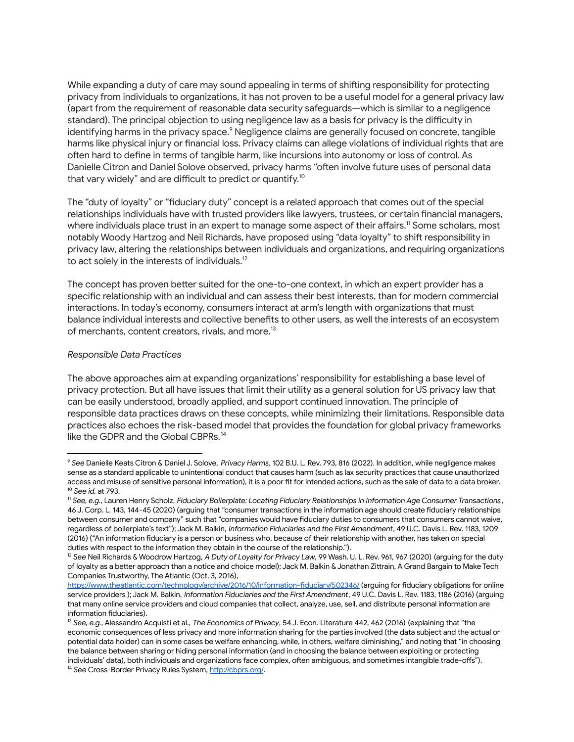While expanding a duty of care may sound appealing in terms of shifting responsibility for protecting privacy from individuals to organizations, it has not proven to be a useful model for a general privacy law (apart from the requirement of reasonable data security safeguards—which is similar to a negligence standard). The principal objection to using negligence law as a basis for privacy is the difficulty in identifying harms in the privacy space.[9] Negligence claims are generally focused on concrete, tangible harms like physical injury or financial loss. Privacy claims can allege violations of individual rights that are often hard to define in terms of tangible harm, like incursions into autonomy or loss of control. As Danielle Citron and Daniel Solove observed, privacy harms "often involve future uses of personal data that vary widely" and are difficult to predict or quantify.[10]

The "duty of loyalty" or "fiduciary duty" concept is a related approach that comes out of the special relationships individuals have with trusted providers like lawyers, trustees, or certain financial managers, where individuals place trust in an expert to manage some aspect of their affairs.[11] Some scholars, most notably Woody Hartzog and Neil Richards, have proposed using "data loyalty" to shift responsibility in privacy law, altering the relationships between individuals and organizations, and requiring organizations to act solely in the interests of individuals.[12]

The concept has proven better suited for the one-to-one context, in which an expert provider has a specific relationship with an individual and can assess their best interests, than for modern commercial interactions. In today's economy, consumers interact at arm's length with organizations that must balance individual interests and collective benefits to other users, as well the interests of an ecosystem of merchants, content creators, rivals, and more.[13]

*Responsible Data Practices*

The above approaches aim at expanding organizations' responsibility for establishing a base level of privacy protection. But all have issues that limit their utility as a general solution for US privacy law that can be easily understood, broadly applied, and support continued innovation. The principle of responsible data practices draws on these concepts, while minimizing their limitations. Responsible data practices also echoes the risk-based model that provides the foundation for global privacy frameworks like the GDPR and the Global CBPRs.[14]

---

[9] *See* Danielle Keats Citron & Daniel J. Solove, *Privacy Harms*, 102 B.U. L. Rev. 793, 816 (2022). In addition, while negligence makes sense as a standard applicable to unintentional conduct that causes harm (such as lax security practices that cause unauthorized access and misuse of sensitive personal information), it is a poor fit for intended actions, such as the sale of data to a data broker.

[10] *See id.* at 793.

[11] *See, e.g.*, Lauren Henry Scholz, *Fiduciary Boilerplate: Locating Fiduciary Relationships in Information Age Consumer Transactions*, 46 J. Corp. L. 143, 144-45 (2020) (arguing that "consumer transactions in the information age should create fiduciary relationships between consumer and company" such that "companies would have fiduciary duties to consumers that consumers cannot waive, regardless of boilerplate's text"); Jack M. Balkin, *Information Fiduciaries and the First Amendment*, 49 U.C. Davis L. Rev. 1183, 1209 (2016) ("An information fiduciary is a person or business who, because of their relationship with another, has taken on special duties with respect to the information they obtain in the course of the relationship.").

[12] *See* Neil Richards & Woodrow Hartzog, *A Duty of Loyalty for Privacy Law*, 99 Wash. U. L. Rev. 961, 967 (2020) (arguing for the duty of loyalty as a better approach than a notice and choice model); Jack M. Balkin & Jonathan Zittrain, A Grand Bargain to Make Tech Companies Trustworthy, The Atlantic (Oct. 3, 2016), https://www.theatlantic.com/technology/archive/2016/10/information-fiduciary/502346/ (arguing for fiduciary obligations for online service providers ); Jack M. Balkin, *Information Fiduciaries and the First Amendment*, 49 U.C. Davis L. Rev. 1183, 1186 (2016) (arguing that many online service providers and cloud companies that collect, analyze, use, sell, and distribute personal information are information fiduciaries).

[13] *See, e.g.*, Alessandro Acquisti et al., *The Economics of Privacy*, 54 J. Econ. Literature 442, 462 (2016) (explaining that "the economic consequences of less privacy and more information sharing for the parties involved (the data subject and the actual or potential data holder) can in some cases be welfare enhancing, while, in others, welfare diminishing," and noting that "in choosing the balance between sharing or hiding personal information (and in choosing the balance between exploiting or protecting individuals' data), both individuals and organizations face complex, often ambiguous, and sometimes intangible trade-offs").

[14] *See* Cross-Border Privacy Rules System, http://cbprs.org/.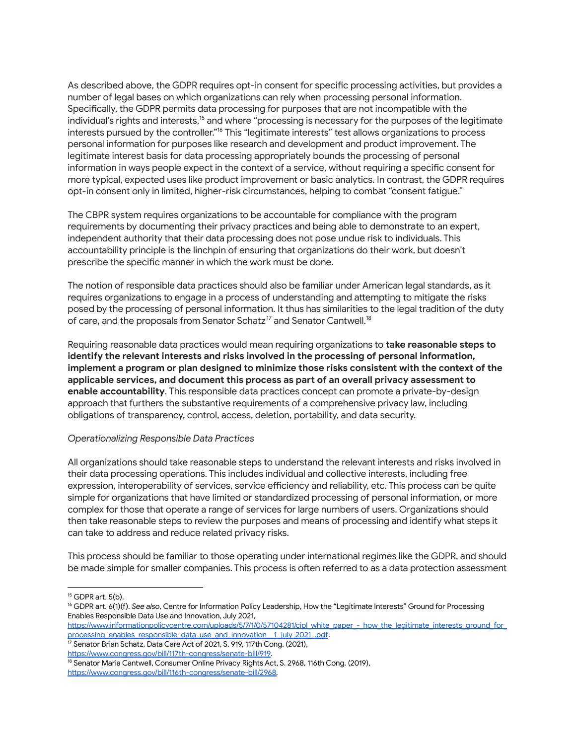As described above, the GDPR requires opt-in consent for specific processing activities, but provides a number of legal bases on which organizations can rely when processing personal information. Specifically, the GDPR permits data processing for purposes that are not incompatible with the individual's rights and interests,[15] and where "processing is necessary for the purposes of the legitimate interests pursued by the controller."[16] This "legitimate interests" test allows organizations to process personal information for purposes like research and development and product improvement. The legitimate interest basis for data processing appropriately bounds the processing of personal information in ways people expect in the context of a service, without requiring a specific consent for more typical, expected uses like product improvement or basic analytics. In contrast, the GDPR requires opt-in consent only in limited, higher-risk circumstances, helping to combat "consent fatigue."

The CBPR system requires organizations to be accountable for compliance with the program requirements by documenting their privacy practices and being able to demonstrate to an expert, independent authority that their data processing does not pose undue risk to individuals. This accountability principle is the linchpin of ensuring that organizations do their work, but doesn't prescribe the specific manner in which the work must be done.

The notion of responsible data practices should also be familiar under American legal standards, as it requires organizations to engage in a process of understanding and attempting to mitigate the risks posed by the processing of personal information. It thus has similarities to the legal tradition of the duty of care, and the proposals from Senator Schatz[17] and Senator Cantwell.[18]

Requiring reasonable data practices would mean requiring organizations to **take reasonable steps to identify the relevant interests and risks involved in the processing of personal information, implement a program or plan designed to minimize those risks consistent with the context of the applicable services, and document this process as part of an overall privacy assessment to enable accountability**. This responsible data practices concept can promote a private-by-design approach that furthers the substantive requirements of a comprehensive privacy law, including obligations of transparency, control, access, deletion, portability, and data security.

*Operationalizing Responsible Data Practices*

All organizations should take reasonable steps to understand the relevant interests and risks involved in their data processing operations. This includes individual and collective interests, including free expression, interoperability of services, service efficiency and reliability, etc. This process can be quite simple for organizations that have limited or standardized processing of personal information, or more complex for those that operate a range of services for large numbers of users. Organizations should then take reasonable steps to review the purposes and means of processing and identify what steps it can take to address and reduce related privacy risks.

This process should be familiar to those operating under international regimes like the GDPR, and should be made simple for smaller companies. This process is often referred to as a data protection assessment

---

[15] GDPR art. 5(b).

[16] GDPR art. 6(1)(f). *See also*, Centre for Information Policy Leadership, How the "Legitimate Interests" Ground for Processing Enables Responsible Data Use and Innovation, July 2021, https://www.informationpolicycentre.com/uploads/5/7/1/0/57104281/cipl_white_paper_-_how_the_legitimate_interests_ground_for_processing_enables_responsible_data_use_and_innovation__1_july_2021_.pdf.

[17] Senator Brian Schatz, Data Care Act of 2021, S. 919, 117th Cong. (2021), https://www.congress.gov/bill/117th-congress/senate-bill/919.

[18] Senator Maria Cantwell, Consumer Online Privacy Rights Act, S. 2968, 116th Cong. (2019), https://www.congress.gov/bill/116th-congress/senate-bill/2968.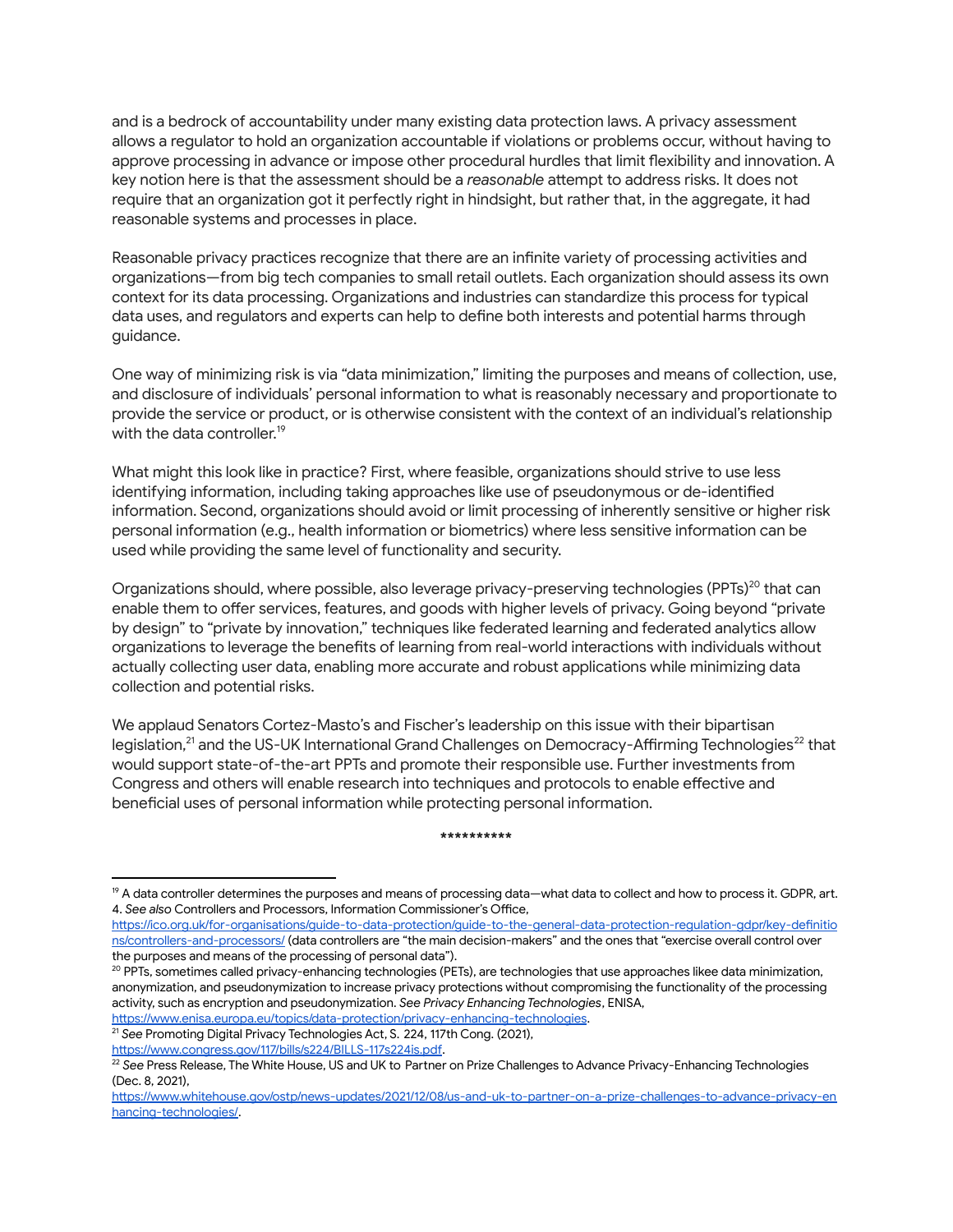and is a bedrock of accountability under many existing data protection laws. A privacy assessment allows a regulator to hold an organization accountable if violations or problems occur, without having to approve processing in advance or impose other procedural hurdles that limit flexibility and innovation. A key notion here is that the assessment should be a *reasonable* attempt to address risks. It does not require that an organization got it perfectly right in hindsight, but rather that, in the aggregate, it had reasonable systems and processes in place.

Reasonable privacy practices recognize that there are an infinite variety of processing activities and organizations—from big tech companies to small retail outlets. Each organization should assess its own context for its data processing. Organizations and industries can standardize this process for typical data uses, and regulators and experts can help to define both interests and potential harms through guidance.

One way of minimizing risk is via "data minimization," limiting the purposes and means of collection, use, and disclosure of individuals' personal information to what is reasonably necessary and proportionate to provide the service or product, or is otherwise consistent with the context of an individual's relationship with the data controller.[19]

What might this look like in practice? First, where feasible, organizations should strive to use less identifying information, including taking approaches like use of pseudonymous or de-identified information. Second, organizations should avoid or limit processing of inherently sensitive or higher risk personal information (e.g., health information or biometrics) where less sensitive information can be used while providing the same level of functionality and security.

Organizations should, where possible, also leverage privacy-preserving technologies (PPTs)[20] that can enable them to offer services, features, and goods with higher levels of privacy. Going beyond "private by design" to "private by innovation," techniques like federated learning and federated analytics allow organizations to leverage the benefits of learning from real-world interactions with individuals without actually collecting user data, enabling more accurate and robust applications while minimizing data collection and potential risks.

We applaud Senators Cortez-Masto's and Fischer's leadership on this issue with their bipartisan legislation,[21] and the US-UK International Grand Challenges on Democracy-Affirming Technologies[22] that would support state-of-the-art PPTs and promote their responsible use. Further investments from Congress and others will enable research into techniques and protocols to enable effective and beneficial uses of personal information while protecting personal information.

**********

---

[19] A data controller determines the purposes and means of processing data—what data to collect and how to process it. GDPR, art. 4. *See also* Controllers and Processors, Information Commissioner's Office, https://ico.org.uk/for-organisations/guide-to-data-protection/guide-to-the-general-data-protection-regulation-gdpr/key-definitions/controllers-and-processors/ (data controllers are "the main decision-makers" and the ones that "exercise overall control over the purposes and means of the processing of personal data").

[20] PPTs, sometimes called privacy-enhancing technologies (PETs), are technologies that use approaches likee data minimization, anonymization, and pseudonymization to increase privacy protections without compromising the functionality of the processing activity, such as encryption and pseudonymization. *See Privacy Enhancing Technologies*, ENISA, https://www.enisa.europa.eu/topics/data-protection/privacy-enhancing-technologies.

[21] *See* Promoting Digital Privacy Technologies Act, S. 224, 117th Cong. (2021), https://www.congress.gov/117/bills/s224/BILLS-117s224is.pdf.

[22] *See* Press Release, The White House, US and UK to Partner on Prize Challenges to Advance Privacy-Enhancing Technologies (Dec. 8, 2021), https://www.whitehouse.gov/ostp/news-updates/2021/12/08/us-and-uk-to-partner-on-a-prize-challenges-to-advance-privacy-enhancing-technologies/.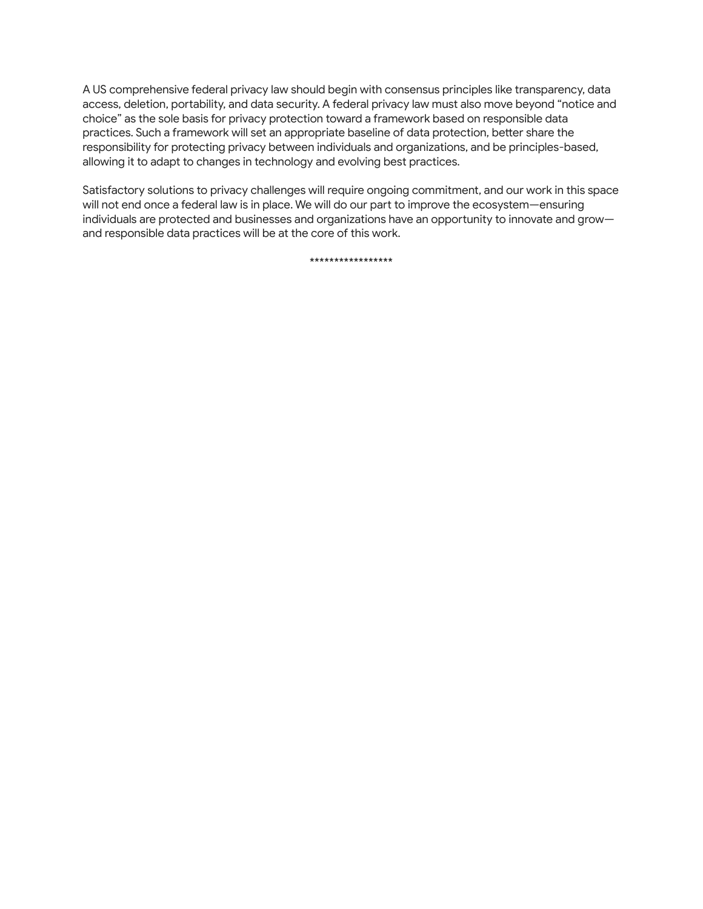A US comprehensive federal privacy law should begin with consensus principles like transparency, data access, deletion, portability, and data security. A federal privacy law must also move beyond "notice and choice" as the sole basis for privacy protection toward a framework based on responsible data practices. Such a framework will set an appropriate baseline of data protection, better share the responsibility for protecting privacy between individuals and organizations, and be principles-based, allowing it to adapt to changes in technology and evolving best practices.

Satisfactory solutions to privacy challenges will require ongoing commitment, and our work in this space will not end once a federal law is in place. We will do our part to improve the ecosystem—ensuring individuals are protected and businesses and organizations have an opportunity to innovate and grow—and responsible data practices will be at the core of this work.

*****************